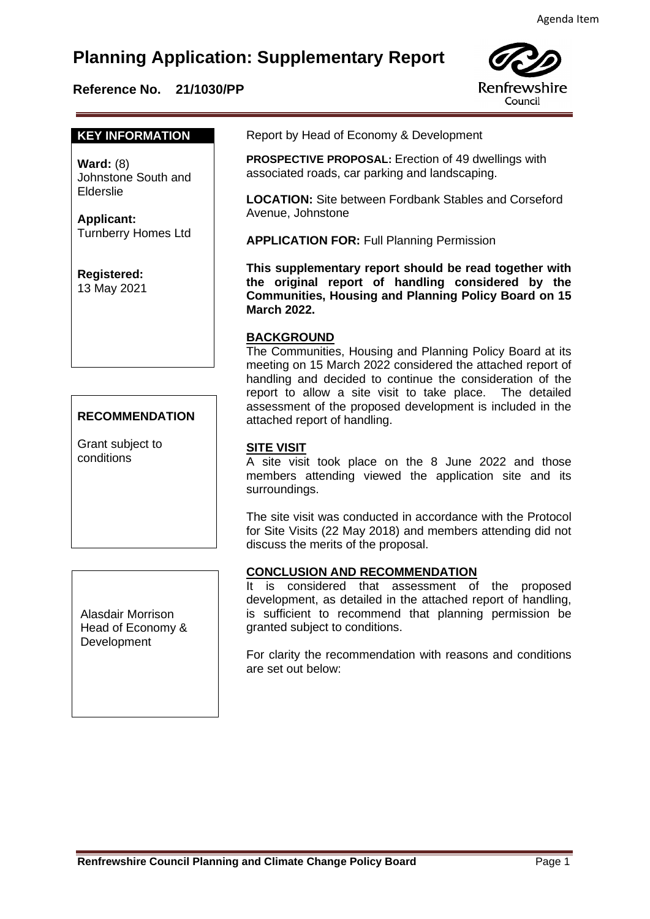Agenda Item

# Planning Application: Supplementary Report

**Reference No. 21/1030/PP**

**KEY INFORMATION**

**Ward:** (8) Johnstone South and Elderslie

**Applicant:** Turnberry Homes Ltd

**Registered:** 13 May 2021

**RECOMMENDATION**

Grant subject to conditions

Alasdair Morrison
Head of Economy & Development

Report by Head of Economy & Development

**PROSPECTIVE PROPOSAL:** Erection of 49 dwellings with associated roads, car parking and landscaping.

**LOCATION:** Site between Fordbank Stables and Corseford Avenue, Johnstone

**APPLICATION FOR:** Full Planning Permission

**This supplementary report should be read together with the original report of handling considered by the Communities, Housing and Planning Policy Board on 15 March 2022.**

## BACKGROUND

The Communities, Housing and Planning Policy Board at its meeting on 15 March 2022 considered the attached report of handling and decided to continue the consideration of the report to allow a site visit to take place. The detailed assessment of the proposed development is included in the attached report of handling.

## SITE VISIT

A site visit took place on the 8 June 2022 and those members attending viewed the application site and its surroundings.

The site visit was conducted in accordance with the Protocol for Site Visits (22 May 2018) and members attending did not discuss the merits of the proposal.

## CONCLUSION AND RECOMMENDATION

It is considered that assessment of the proposed development, as detailed in the attached report of handling, is sufficient to recommend that planning permission be granted subject to conditions.

For clarity the recommendation with reasons and conditions are set out below: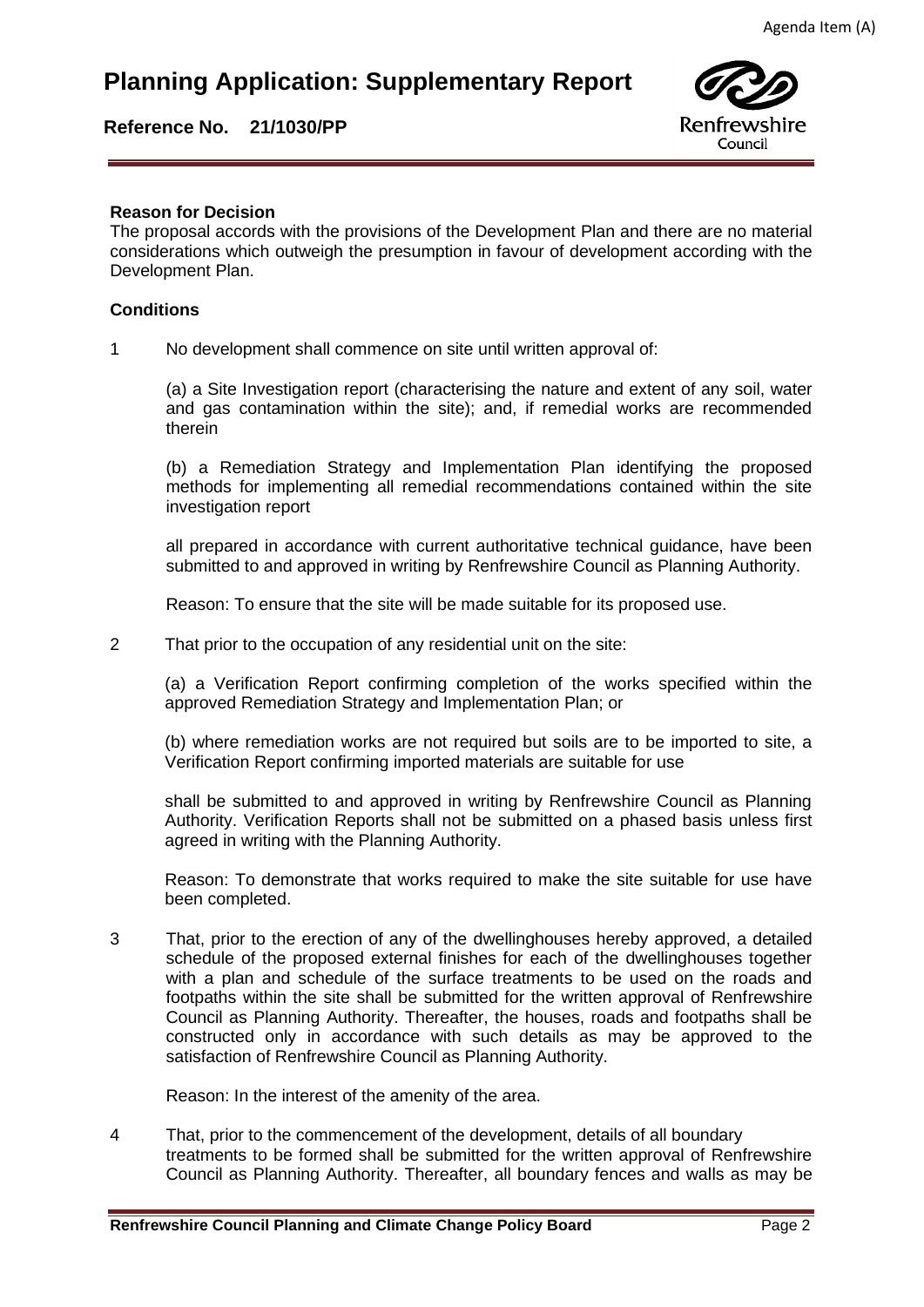# Planning Application: Supplementary Report

**Reference No. 21/1030/PP**

**Reason for Decision**

The proposal accords with the provisions of the Development Plan and there are no material considerations which outweigh the presumption in favour of development according with the Development Plan.

**Conditions**

1 No development shall commence on site until written approval of:

(a) a Site Investigation report (characterising the nature and extent of any soil, water and gas contamination within the site); and, if remedial works are recommended therein

(b) a Remediation Strategy and Implementation Plan identifying the proposed methods for implementing all remedial recommendations contained within the site investigation report

all prepared in accordance with current authoritative technical guidance, have been submitted to and approved in writing by Renfrewshire Council as Planning Authority.

Reason: To ensure that the site will be made suitable for its proposed use.

2 That prior to the occupation of any residential unit on the site:

(a) a Verification Report confirming completion of the works specified within the approved Remediation Strategy and Implementation Plan; or

(b) where remediation works are not required but soils are to be imported to site, a Verification Report confirming imported materials are suitable for use

shall be submitted to and approved in writing by Renfrewshire Council as Planning Authority. Verification Reports shall not be submitted on a phased basis unless first agreed in writing with the Planning Authority.

Reason: To demonstrate that works required to make the site suitable for use have been completed.

3 That, prior to the erection of any of the dwellinghouses hereby approved, a detailed schedule of the proposed external finishes for each of the dwellinghouses together with a plan and schedule of the surface treatments to be used on the roads and footpaths within the site shall be submitted for the written approval of Renfrewshire Council as Planning Authority. Thereafter, the houses, roads and footpaths shall be constructed only in accordance with such details as may be approved to the satisfaction of Renfrewshire Council as Planning Authority.

Reason: In the interest of the amenity of the area.

4 That, prior to the commencement of the development, details of all boundary treatments to be formed shall be submitted for the written approval of Renfrewshire Council as Planning Authority. Thereafter, all boundary fences and walls as may be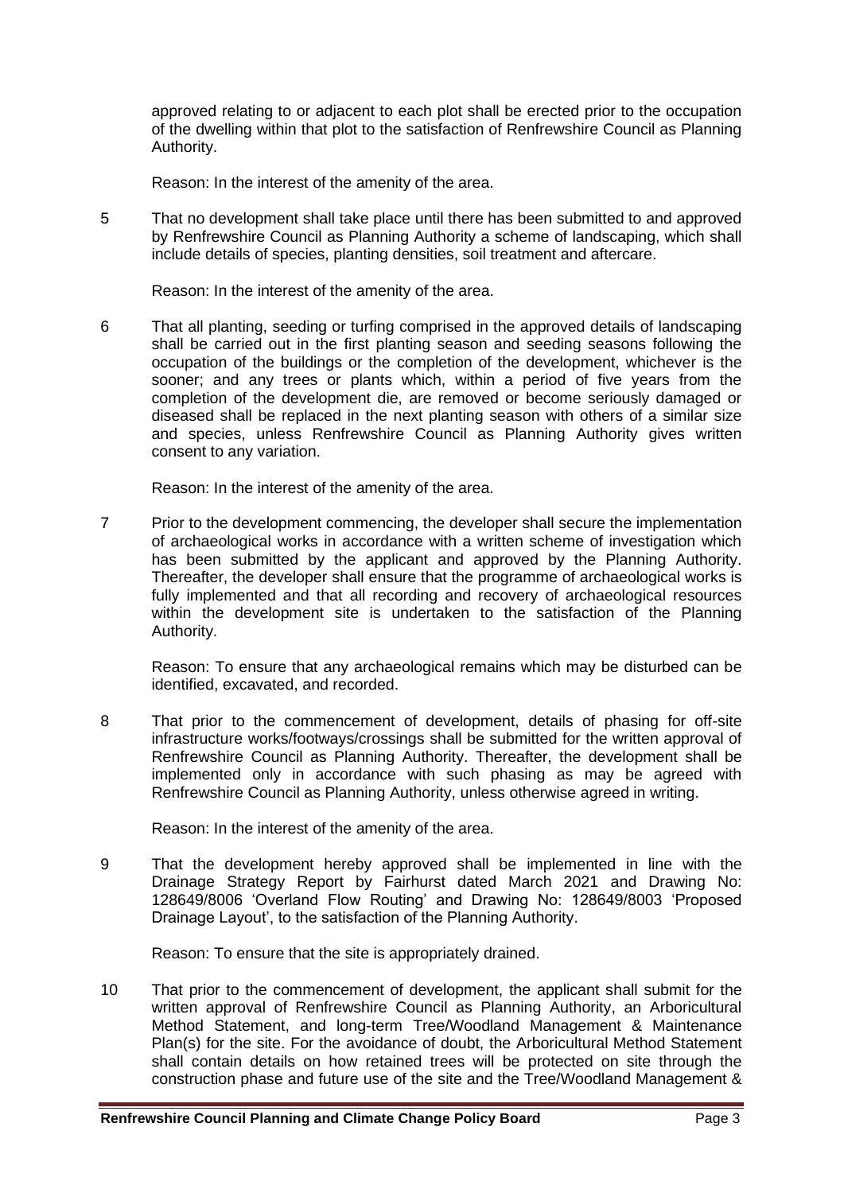approved relating to or adjacent to each plot shall be erected prior to the occupation of the dwelling within that plot to the satisfaction of Renfrewshire Council as Planning Authority.

Reason: In the interest of the amenity of the area.

5 That no development shall take place until there has been submitted to and approved by Renfrewshire Council as Planning Authority a scheme of landscaping, which shall include details of species, planting densities, soil treatment and aftercare.

Reason: In the interest of the amenity of the area.

6 That all planting, seeding or turfing comprised in the approved details of landscaping shall be carried out in the first planting season and seeding seasons following the occupation of the buildings or the completion of the development, whichever is the sooner; and any trees or plants which, within a period of five years from the completion of the development die, are removed or become seriously damaged or diseased shall be replaced in the next planting season with others of a similar size and species, unless Renfrewshire Council as Planning Authority gives written consent to any variation.

Reason: In the interest of the amenity of the area.

7 Prior to the development commencing, the developer shall secure the implementation of archaeological works in accordance with a written scheme of investigation which has been submitted by the applicant and approved by the Planning Authority. Thereafter, the developer shall ensure that the programme of archaeological works is fully implemented and that all recording and recovery of archaeological resources within the development site is undertaken to the satisfaction of the Planning Authority.

Reason: To ensure that any archaeological remains which may be disturbed can be identified, excavated, and recorded.

8 That prior to the commencement of development, details of phasing for off-site infrastructure works/footways/crossings shall be submitted for the written approval of Renfrewshire Council as Planning Authority. Thereafter, the development shall be implemented only in accordance with such phasing as may be agreed with Renfrewshire Council as Planning Authority, unless otherwise agreed in writing.

Reason: In the interest of the amenity of the area.

9 That the development hereby approved shall be implemented in line with the Drainage Strategy Report by Fairhurst dated March 2021 and Drawing No: 128649/8006 'Overland Flow Routing' and Drawing No: 128649/8003 'Proposed Drainage Layout', to the satisfaction of the Planning Authority.

Reason: To ensure that the site is appropriately drained.

10 That prior to the commencement of development, the applicant shall submit for the written approval of Renfrewshire Council as Planning Authority, an Arboricultural Method Statement, and long-term Tree/Woodland Management & Maintenance Plan(s) for the site. For the avoidance of doubt, the Arboricultural Method Statement shall contain details on how retained trees will be protected on site through the construction phase and future use of the site and the Tree/Woodland Management &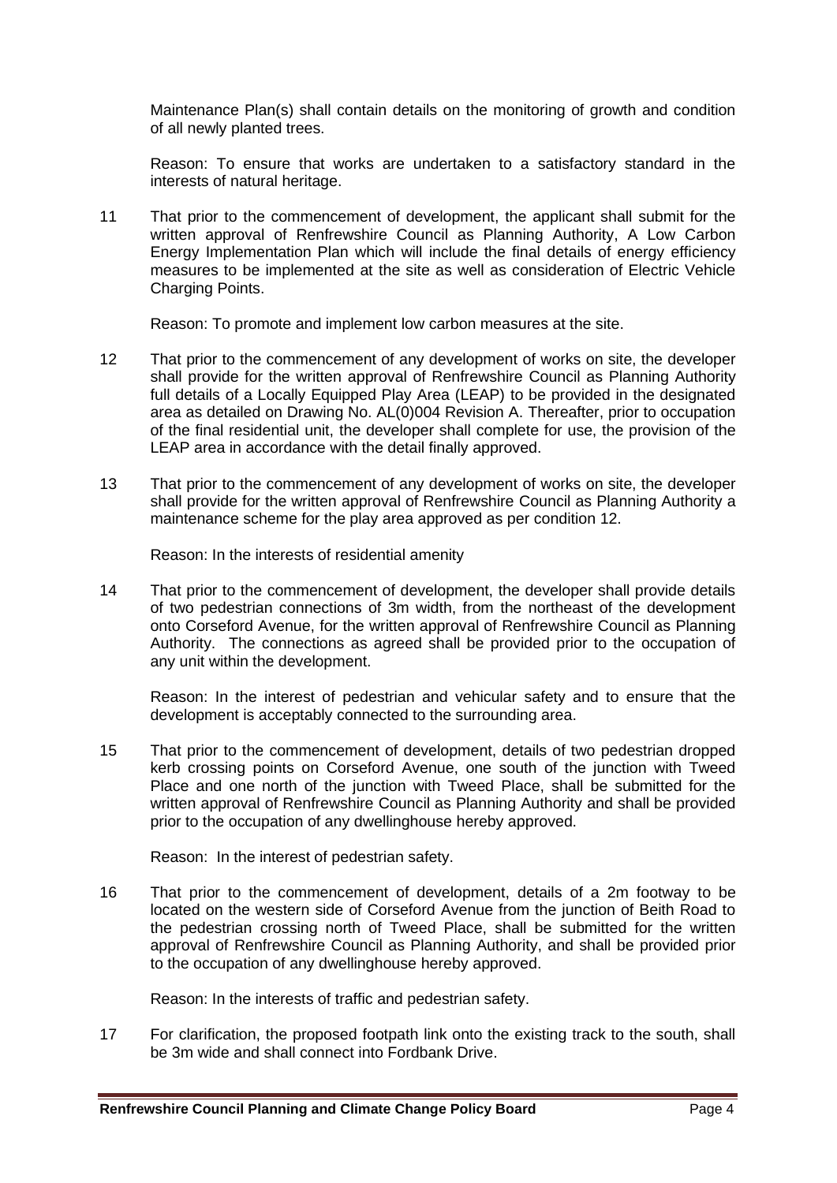Maintenance Plan(s) shall contain details on the monitoring of growth and condition of all newly planted trees.

Reason: To ensure that works are undertaken to a satisfactory standard in the interests of natural heritage.

11 That prior to the commencement of development, the applicant shall submit for the written approval of Renfrewshire Council as Planning Authority, A Low Carbon Energy Implementation Plan which will include the final details of energy efficiency measures to be implemented at the site as well as consideration of Electric Vehicle Charging Points.

Reason: To promote and implement low carbon measures at the site.

12 That prior to the commencement of any development of works on site, the developer shall provide for the written approval of Renfrewshire Council as Planning Authority full details of a Locally Equipped Play Area (LEAP) to be provided in the designated area as detailed on Drawing No. AL(0)004 Revision A. Thereafter, prior to occupation of the final residential unit, the developer shall complete for use, the provision of the LEAP area in accordance with the detail finally approved.

13 That prior to the commencement of any development of works on site, the developer shall provide for the written approval of Renfrewshire Council as Planning Authority a maintenance scheme for the play area approved as per condition 12.

Reason: In the interests of residential amenity

14 That prior to the commencement of development, the developer shall provide details of two pedestrian connections of 3m width, from the northeast of the development onto Corseford Avenue, for the written approval of Renfrewshire Council as Planning Authority. The connections as agreed shall be provided prior to the occupation of any unit within the development.

Reason: In the interest of pedestrian and vehicular safety and to ensure that the development is acceptably connected to the surrounding area.

15 That prior to the commencement of development, details of two pedestrian dropped kerb crossing points on Corseford Avenue, one south of the junction with Tweed Place and one north of the junction with Tweed Place, shall be submitted for the written approval of Renfrewshire Council as Planning Authority and shall be provided prior to the occupation of any dwellinghouse hereby approved.

Reason: In the interest of pedestrian safety.

16 That prior to the commencement of development, details of a 2m footway to be located on the western side of Corseford Avenue from the junction of Beith Road to the pedestrian crossing north of Tweed Place, shall be submitted for the written approval of Renfrewshire Council as Planning Authority, and shall be provided prior to the occupation of any dwellinghouse hereby approved.

Reason: In the interests of traffic and pedestrian safety.

17 For clarification, the proposed footpath link onto the existing track to the south, shall be 3m wide and shall connect into Fordbank Drive.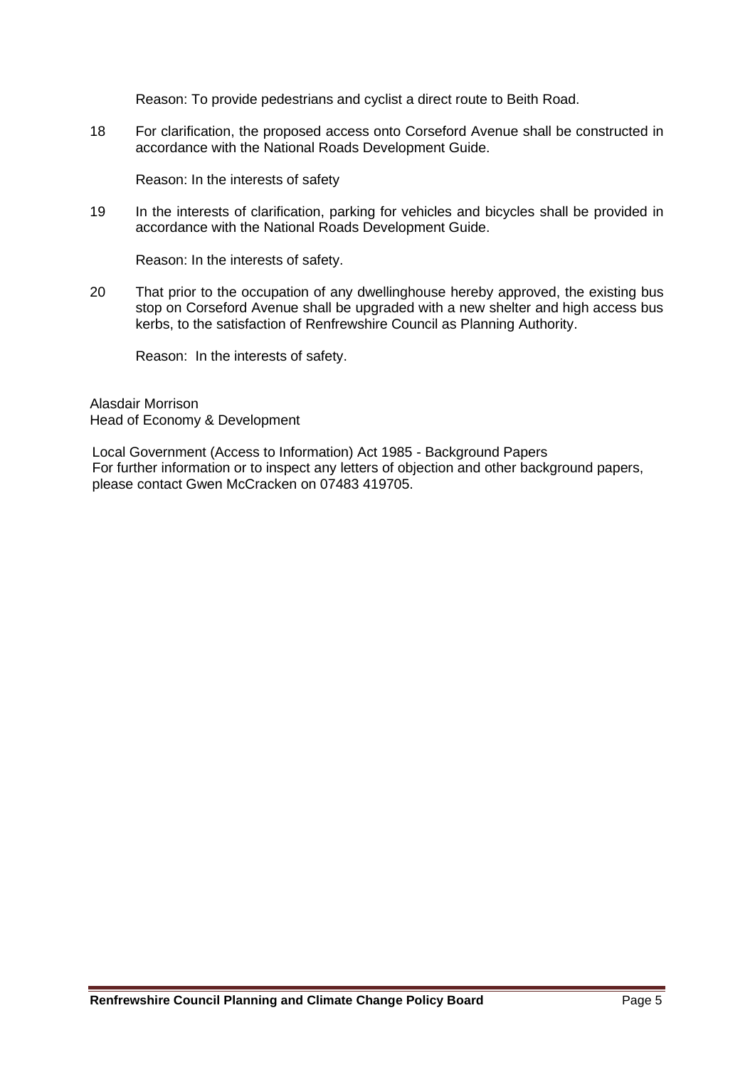Reason: To provide pedestrians and cyclist a direct route to Beith Road.

18 For clarification, the proposed access onto Corseford Avenue shall be constructed in accordance with the National Roads Development Guide.

Reason: In the interests of safety

19 In the interests of clarification, parking for vehicles and bicycles shall be provided in accordance with the National Roads Development Guide.

Reason: In the interests of safety.

20 That prior to the occupation of any dwellinghouse hereby approved, the existing bus stop on Corseford Avenue shall be upgraded with a new shelter and high access bus kerbs, to the satisfaction of Renfrewshire Council as Planning Authority.

Reason: In the interests of safety.

Alasdair Morrison
Head of Economy & Development

Local Government (Access to Information) Act 1985 - Background Papers
For further information or to inspect any letters of objection and other background papers, please contact Gwen McCracken on 07483 419705.